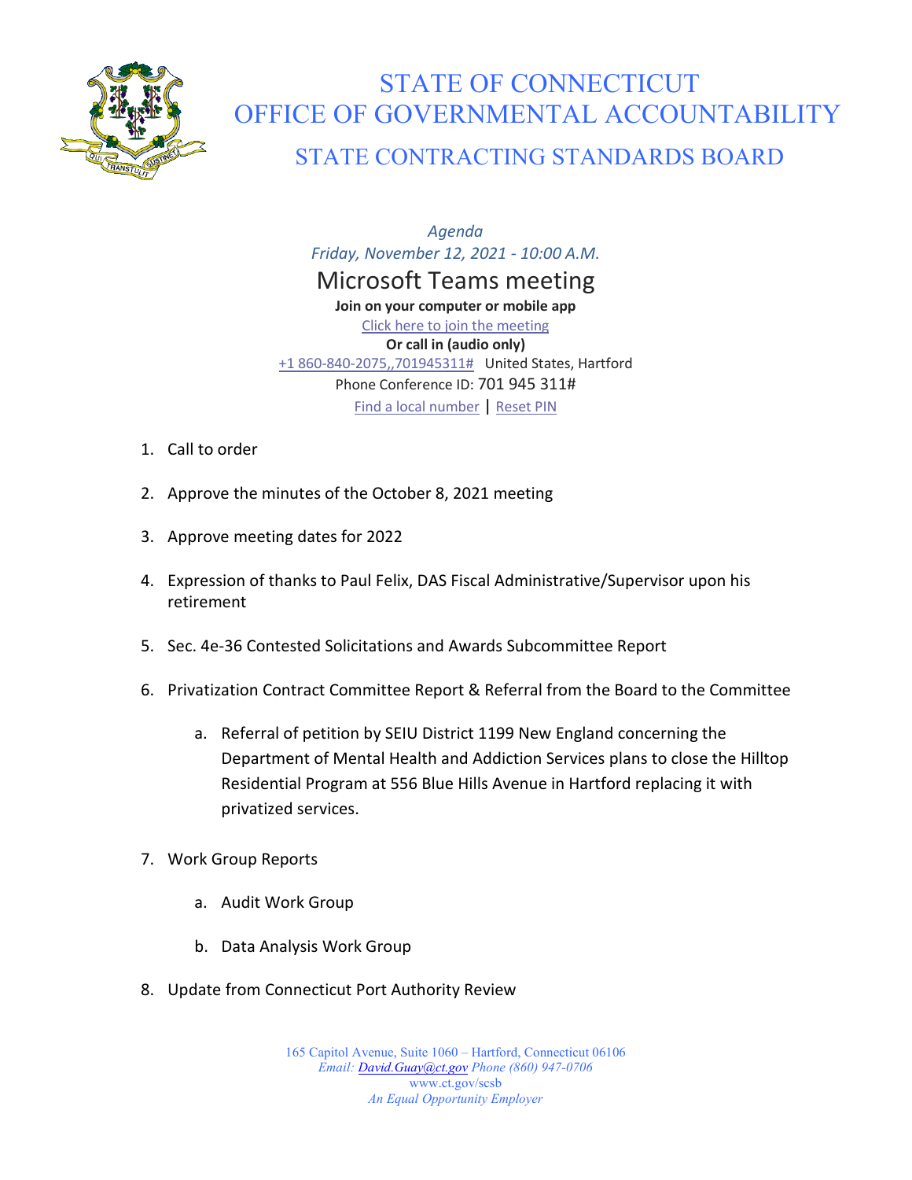# STATE OF CONNECTICUT
# OFFICE OF GOVERNMENTAL ACCOUNTABILITY
## STATE CONTRACTING STANDARDS BOARD

*Agenda*
*Friday, November 12, 2021 - 10:00 A.M.*

### Microsoft Teams meeting

**Join on your computer or mobile app**
Click here to join the meeting
**Or call in (audio only)**
+1 860-840-2075,,701945311# United States, Hartford
Phone Conference ID: 701 945 311#
Find a local number | Reset PIN

1. Call to order
2. Approve the minutes of the October 8, 2021 meeting
3. Approve meeting dates for 2022
4. Expression of thanks to Paul Felix, DAS Fiscal Administrative/Supervisor upon his retirement
5. Sec. 4e-36 Contested Solicitations and Awards Subcommittee Report
6. Privatization Contract Committee Report & Referral from the Board to the Committee
   a. Referral of petition by SEIU District 1199 New England concerning the Department of Mental Health and Addiction Services plans to close the Hilltop Residential Program at 556 Blue Hills Avenue in Hartford replacing it with privatized services.
7. Work Group Reports
   a. Audit Work Group
   b. Data Analysis Work Group
8. Update from Connecticut Port Authority Review

165 Capitol Avenue, Suite 1060 – Hartford, Connecticut 06106
*Email: David.Guay@ct.gov Phone (860) 947-0706*
www.ct.gov/scsb
*An Equal Opportunity Employer*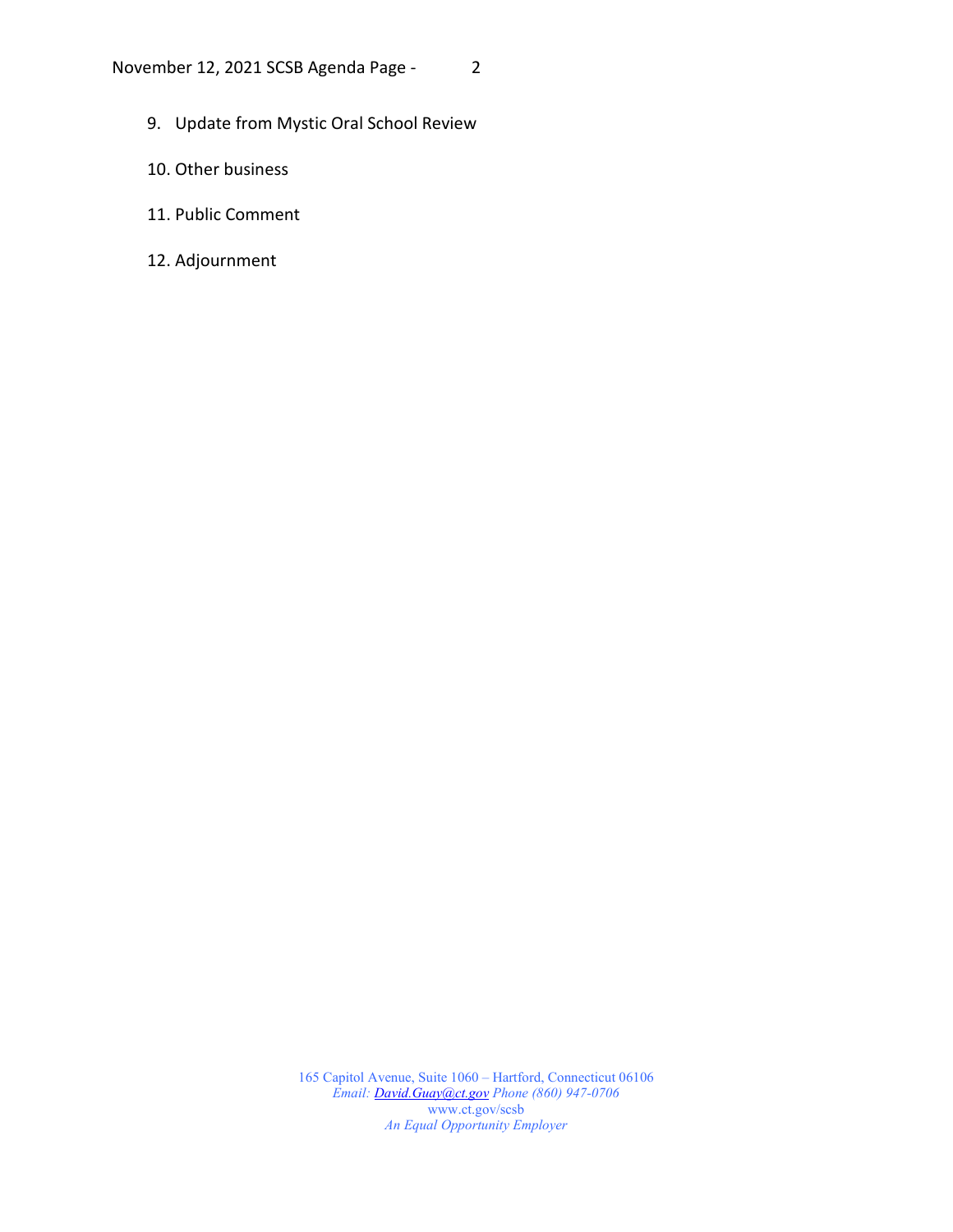9. Update from Mystic Oral School Review

10. Other business

11. Public Comment

12. Adjournment

165 Capitol Avenue, Suite 1060 – Hartford, Connecticut 06106
*Email: David.Guay@ct.gov Phone (860) 947-0706*
www.ct.gov/scsb
*An Equal Opportunity Employer*